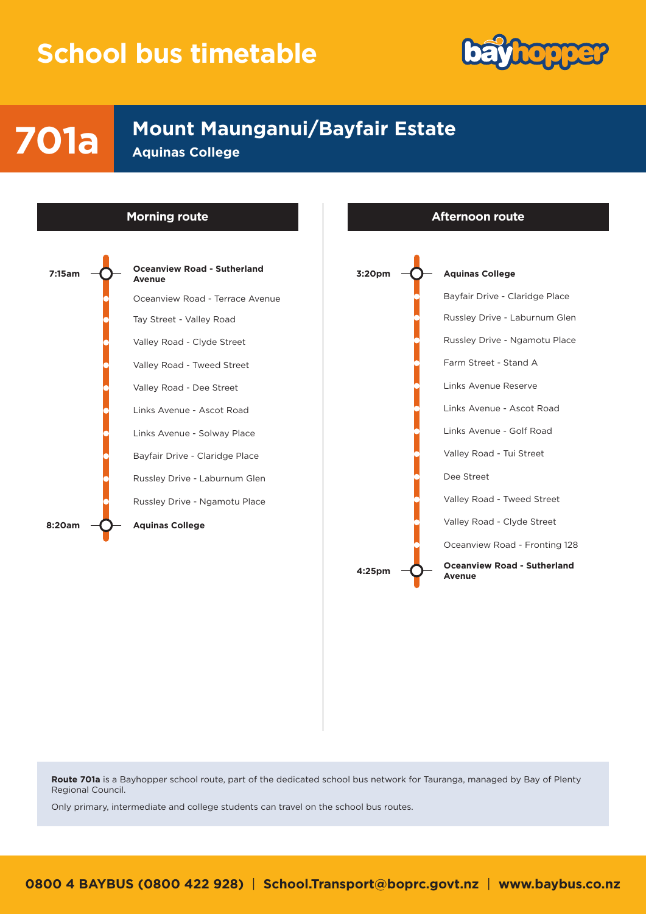# School bus timetable

bayhopper

## 701a Mount Maunganui/Bayfair Estate

### Aquinas College

### Morning route

- **7:15am** — **Oceanview Road - Sutherland Avenue**
- Oceanview Road - Terrace Avenue
- Tay Street - Valley Road
- Valley Road - Clyde Street
- Valley Road - Tweed Street
- Valley Road - Dee Street
- Links Avenue - Ascot Road
- Links Avenue - Solway Place
- Bayfair Drive - Claridge Place
- Russley Drive - Laburnum Glen
- Russley Drive - Ngamotu Place
- **8:20am** — **Aquinas College**

### Afternoon route

- **3:20pm** — **Aquinas College**
- Bayfair Drive - Claridge Place
- Russley Drive - Laburnum Glen
- Russley Drive - Ngamotu Place
- Farm Street - Stand A
- Links Avenue Reserve
- Links Avenue - Ascot Road
- Links Avenue - Golf Road
- Valley Road - Tui Street
- Dee Street
- Valley Road - Tweed Street
- Valley Road - Clyde Street
- Oceanview Road - Fronting 128
- **4:25pm** — **Oceanview Road - Sutherland Avenue**

**Route 701a** is a Bayhopper school route, part of the dedicated school bus network for Tauranga, managed by Bay of Plenty Regional Council.

Only primary, intermediate and college students can travel on the school bus routes.

**0800 4 BAYBUS (0800 422 928)** | **School.Transport@boprc.govt.nz** | **www.baybus.co.nz**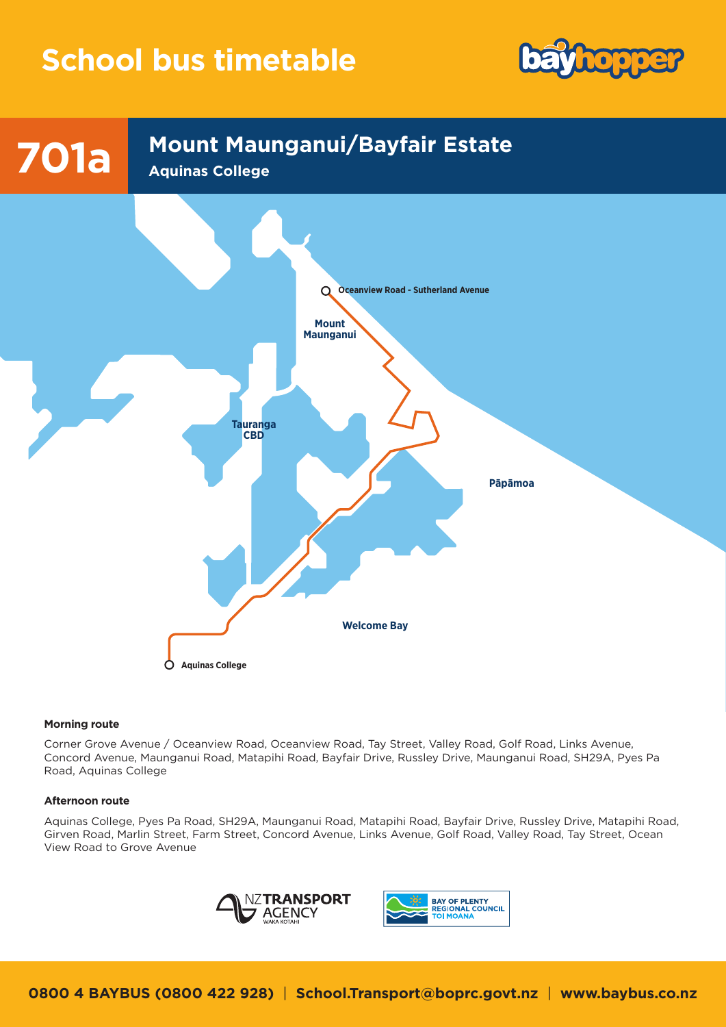# School bus timetable

bayhopper

## 701a Mount Maunganui/Bayfair Estate

### Aquinas College

Oceanview Road - Sutherland Avenue

Mount Maunganui

Tauranga CBD

Pāpāmoa

Welcome Bay

Aquinas College

#### Morning route

Corner Grove Avenue / Oceanview Road, Oceanview Road, Tay Street, Valley Road, Golf Road, Links Avenue, Concord Avenue, Maunganui Road, Matapihi Road, Bayfair Drive, Russley Drive, Maunganui Road, SH29A, Pyes Pa Road, Aquinas College

#### Afternoon route

Aquinas College, Pyes Pa Road, SH29A, Maunganui Road, Matapihi Road, Bayfair Drive, Russley Drive, Matapihi Road, Girven Road, Marlin Street, Farm Street, Concord Avenue, Links Avenue, Golf Road, Valley Road, Tay Street, Ocean View Road to Grove Avenue

NZ TRANSPORT AGENCY WAKA KOTAHI

BAY OF PLENTY REGIONAL COUNCIL TOI MOANA

**0800 4 BAYBUS (0800 422 928) | School.Transport@boprc.govt.nz | www.baybus.co.nz**